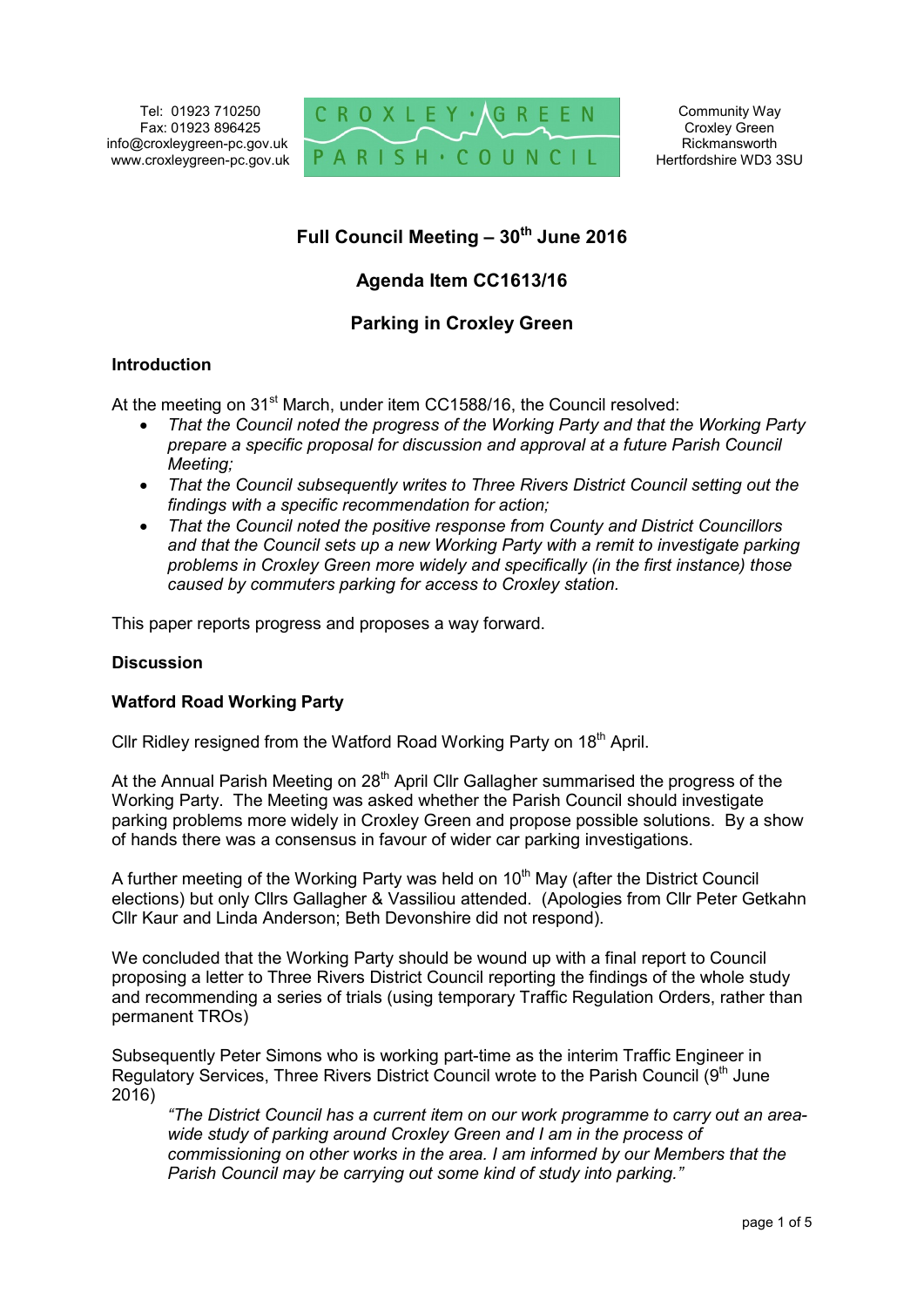Tel: 01923 710250
Fax: 01923 896425
info@croxleygreen-pc.gov.uk
www.croxleygreen-pc.gov.uk

CROXLEY · GREEN PARISH · COUNCIL

Community Way
Croxley Green
Rickmansworth
Hertfordshire WD3 3SU

## Full Council Meeting – 30th June 2016

## Agenda Item CC1613/16

## Parking in Croxley Green

### Introduction

At the meeting on 31st March, under item CC1588/16, the Council resolved:

- *That the Council noted the progress of the Working Party and that the Working Party prepare a specific proposal for discussion and approval at a future Parish Council Meeting;*
- *That the Council subsequently writes to Three Rivers District Council setting out the findings with a specific recommendation for action;*
- *That the Council noted the positive response from County and District Councillors and that the Council sets up a new Working Party with a remit to investigate parking problems in Croxley Green more widely and specifically (in the first instance) those caused by commuters parking for access to Croxley station.*

This paper reports progress and proposes a way forward.

### Discussion

### Watford Road Working Party

Cllr Ridley resigned from the Watford Road Working Party on 18th April.

At the Annual Parish Meeting on 28th April Cllr Gallagher summarised the progress of the Working Party. The Meeting was asked whether the Parish Council should investigate parking problems more widely in Croxley Green and propose possible solutions. By a show of hands there was a consensus in favour of wider car parking investigations.

A further meeting of the Working Party was held on 10th May (after the District Council elections) but only Cllrs Gallagher & Vassiliou attended. (Apologies from Cllr Peter Getkahn Cllr Kaur and Linda Anderson; Beth Devonshire did not respond).

We concluded that the Working Party should be wound up with a final report to Council proposing a letter to Three Rivers District Council reporting the findings of the whole study and recommending a series of trials (using temporary Traffic Regulation Orders, rather than permanent TROs)

Subsequently Peter Simons who is working part-time as the interim Traffic Engineer in Regulatory Services, Three Rivers District Council wrote to the Parish Council (9th June 2016)

> *"The District Council has a current item on our work programme to carry out an area-wide study of parking around Croxley Green and I am in the process of commissioning on other works in the area. I am informed by our Members that the Parish Council may be carrying out some kind of study into parking."*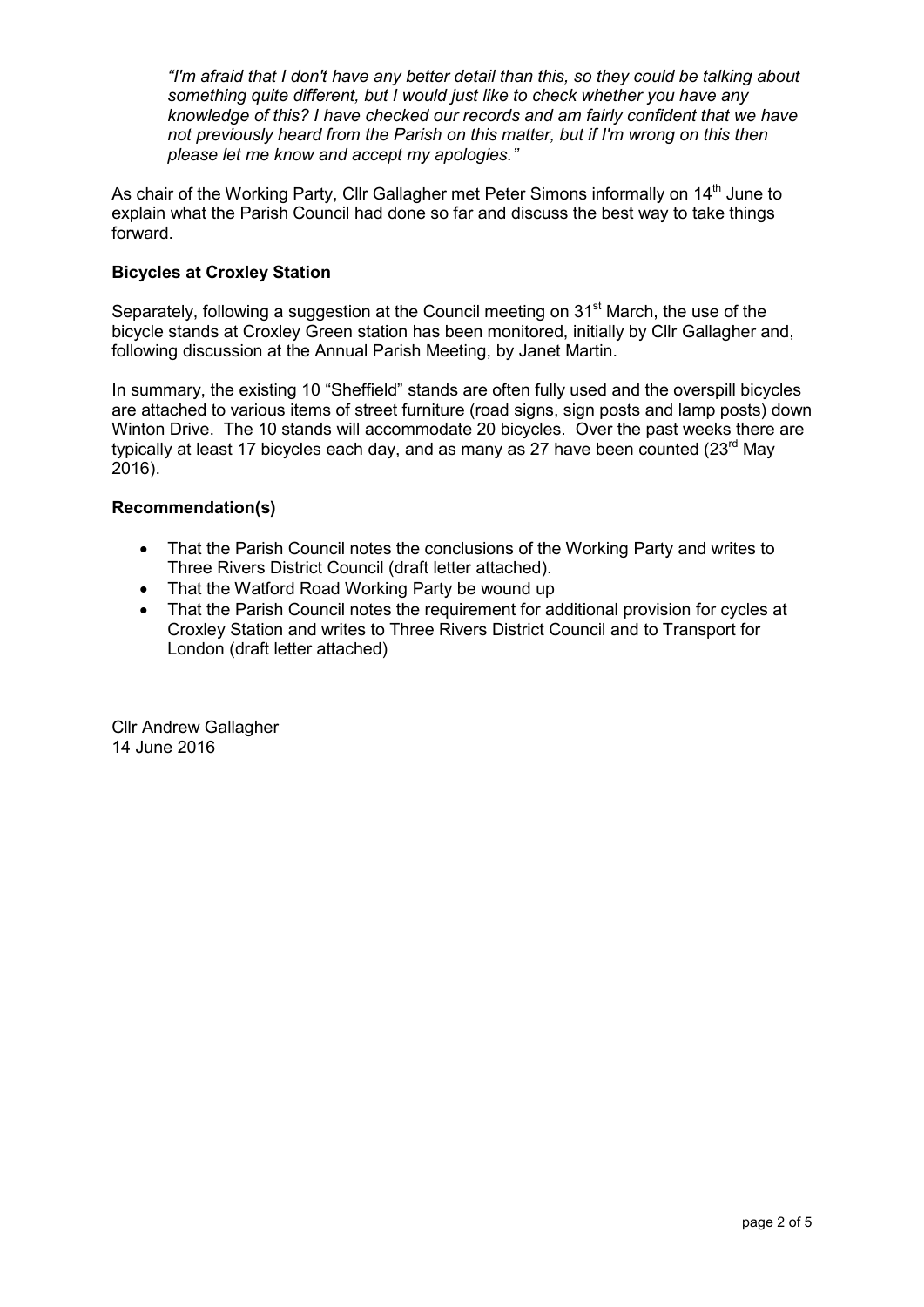*"I'm afraid that I don't have any better detail than this, so they could be talking about something quite different, but I would just like to check whether you have any knowledge of this? I have checked our records and am fairly confident that we have not previously heard from the Parish on this matter, but if I'm wrong on this then please let me know and accept my apologies."*

As chair of the Working Party, Cllr Gallagher met Peter Simons informally on 14th June to explain what the Parish Council had done so far and discuss the best way to take things forward.

**Bicycles at Croxley Station**

Separately, following a suggestion at the Council meeting on 31st March, the use of the bicycle stands at Croxley Green station has been monitored, initially by Cllr Gallagher and, following discussion at the Annual Parish Meeting, by Janet Martin.

In summary, the existing 10 "Sheffield" stands are often fully used and the overspill bicycles are attached to various items of street furniture (road signs, sign posts and lamp posts) down Winton Drive. The 10 stands will accommodate 20 bicycles. Over the past weeks there are typically at least 17 bicycles each day, and as many as 27 have been counted (23rd May 2016).

**Recommendation(s)**

- That the Parish Council notes the conclusions of the Working Party and writes to Three Rivers District Council (draft letter attached).
- That the Watford Road Working Party be wound up
- That the Parish Council notes the requirement for additional provision for cycles at Croxley Station and writes to Three Rivers District Council and to Transport for London (draft letter attached)

Cllr Andrew Gallagher
14 June 2016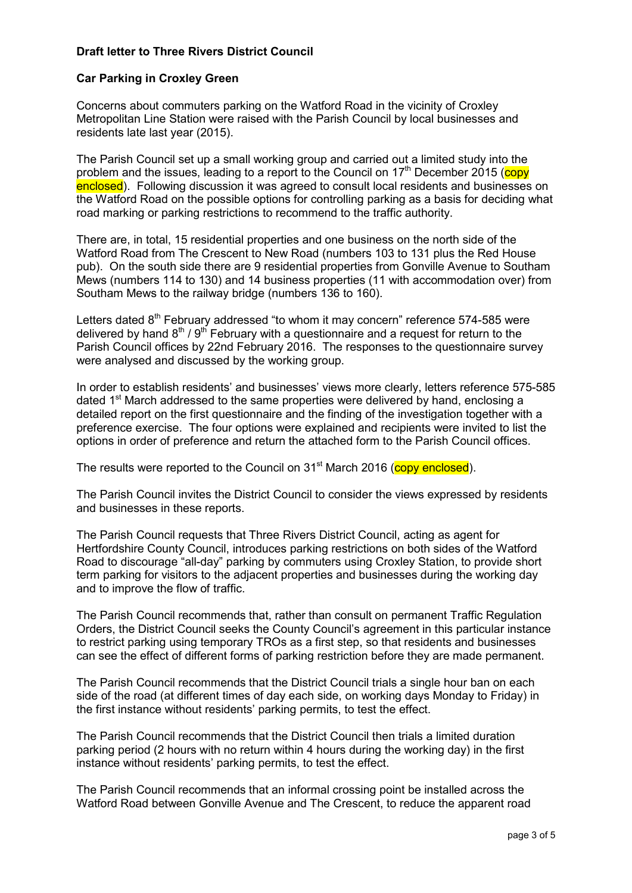**Draft letter to Three Rivers District Council**

**Car Parking in Croxley Green**

Concerns about commuters parking on the Watford Road in the vicinity of Croxley Metropolitan Line Station were raised with the Parish Council by local businesses and residents late last year (2015).

The Parish Council set up a small working group and carried out a limited study into the problem and the issues, leading to a report to the Council on 17th December 2015 (copy enclosed). Following discussion it was agreed to consult local residents and businesses on the Watford Road on the possible options for controlling parking as a basis for deciding what road marking or parking restrictions to recommend to the traffic authority.

There are, in total, 15 residential properties and one business on the north side of the Watford Road from The Crescent to New Road (numbers 103 to 131 plus the Red House pub). On the south side there are 9 residential properties from Gonville Avenue to Southam Mews (numbers 114 to 130) and 14 business properties (11 with accommodation over) from Southam Mews to the railway bridge (numbers 136 to 160).

Letters dated 8th February addressed "to whom it may concern" reference 574-585 were delivered by hand 8th / 9th February with a questionnaire and a request for return to the Parish Council offices by 22nd February 2016. The responses to the questionnaire survey were analysed and discussed by the working group.

In order to establish residents' and businesses' views more clearly, letters reference 575-585 dated 1st March addressed to the same properties were delivered by hand, enclosing a detailed report on the first questionnaire and the finding of the investigation together with a preference exercise. The four options were explained and recipients were invited to list the options in order of preference and return the attached form to the Parish Council offices.

The results were reported to the Council on 31st March 2016 (copy enclosed).

The Parish Council invites the District Council to consider the views expressed by residents and businesses in these reports.

The Parish Council requests that Three Rivers District Council, acting as agent for Hertfordshire County Council, introduces parking restrictions on both sides of the Watford Road to discourage "all-day" parking by commuters using Croxley Station, to provide short term parking for visitors to the adjacent properties and businesses during the working day and to improve the flow of traffic.

The Parish Council recommends that, rather than consult on permanent Traffic Regulation Orders, the District Council seeks the County Council's agreement in this particular instance to restrict parking using temporary TROs as a first step, so that residents and businesses can see the effect of different forms of parking restriction before they are made permanent.

The Parish Council recommends that the District Council trials a single hour ban on each side of the road (at different times of day each side, on working days Monday to Friday) in the first instance without residents' parking permits, to test the effect.

The Parish Council recommends that the District Council then trials a limited duration parking period (2 hours with no return within 4 hours during the working day) in the first instance without residents' parking permits, to test the effect.

The Parish Council recommends that an informal crossing point be installed across the Watford Road between Gonville Avenue and The Crescent, to reduce the apparent road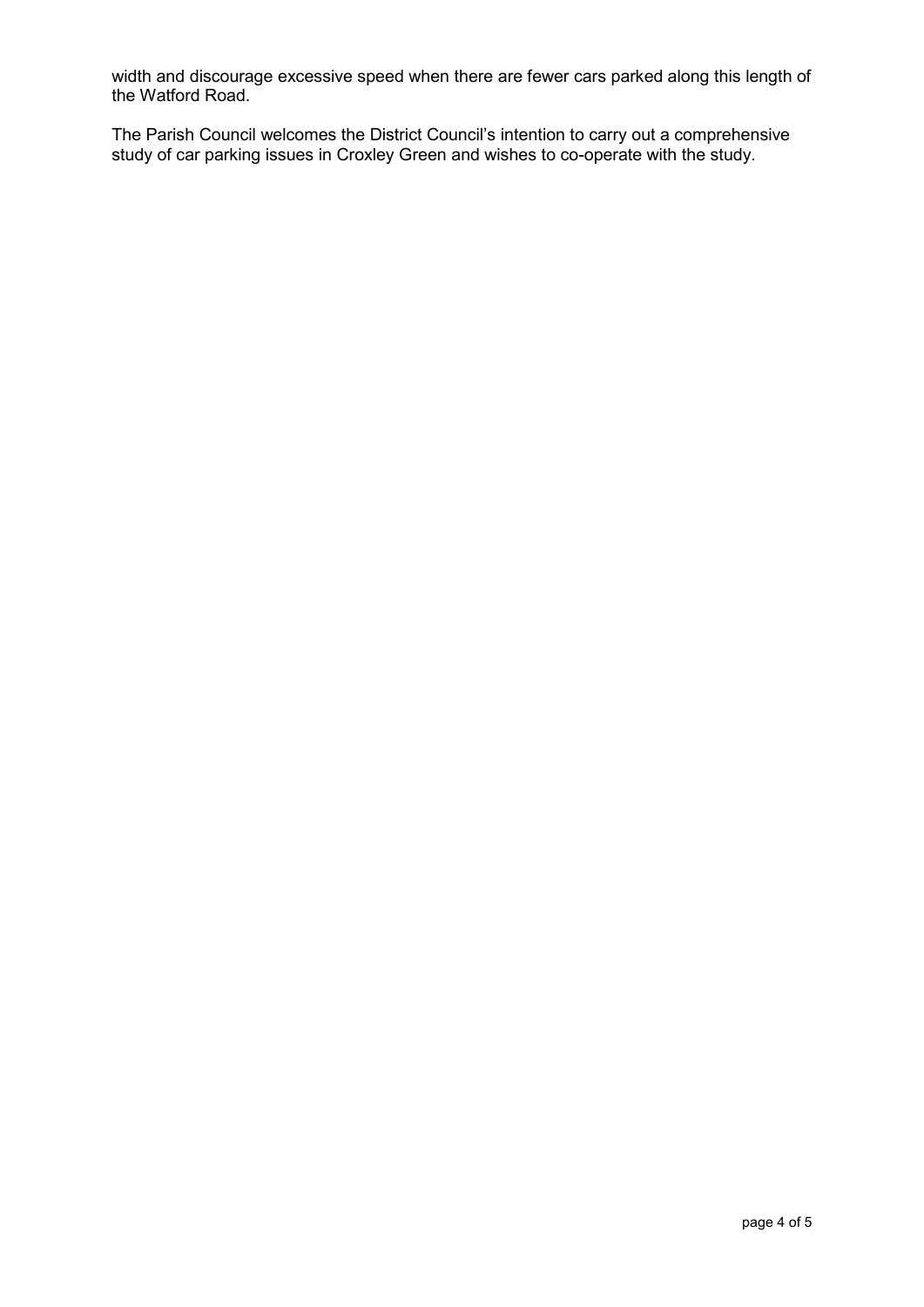width and discourage excessive speed when there are fewer cars parked along this length of the Watford Road.

The Parish Council welcomes the District Council's intention to carry out a comprehensive study of car parking issues in Croxley Green and wishes to co-operate with the study.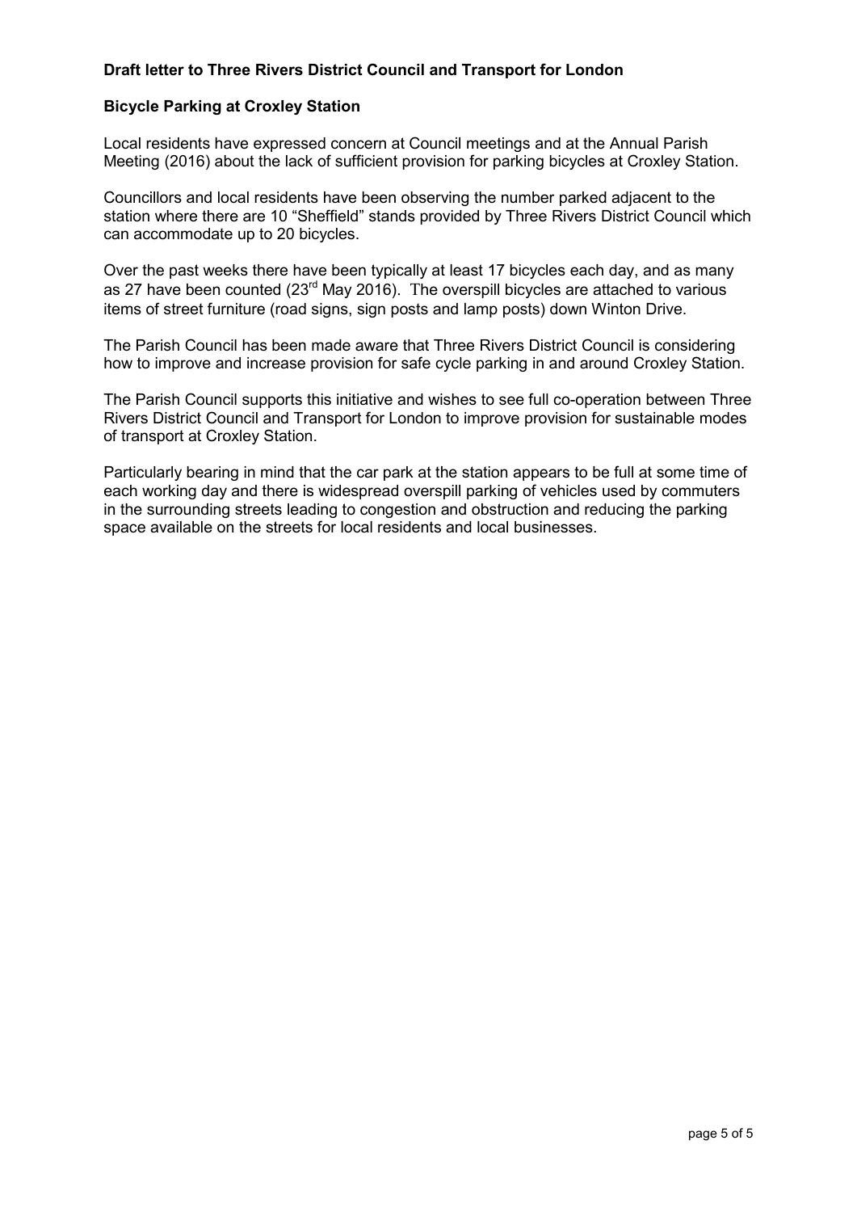**Draft letter to Three Rivers District Council and Transport for London**

**Bicycle Parking at Croxley Station**

Local residents have expressed concern at Council meetings and at the Annual Parish Meeting (2016) about the lack of sufficient provision for parking bicycles at Croxley Station.

Councillors and local residents have been observing the number parked adjacent to the station where there are 10 "Sheffield" stands provided by Three Rivers District Council which can accommodate up to 20 bicycles.

Over the past weeks there have been typically at least 17 bicycles each day, and as many as 27 have been counted (23rd May 2016). The overspill bicycles are attached to various items of street furniture (road signs, sign posts and lamp posts) down Winton Drive.

The Parish Council has been made aware that Three Rivers District Council is considering how to improve and increase provision for safe cycle parking in and around Croxley Station.

The Parish Council supports this initiative and wishes to see full co-operation between Three Rivers District Council and Transport for London to improve provision for sustainable modes of transport at Croxley Station.

Particularly bearing in mind that the car park at the station appears to be full at some time of each working day and there is widespread overspill parking of vehicles used by commuters in the surrounding streets leading to congestion and obstruction and reducing the parking space available on the streets for local residents and local businesses.